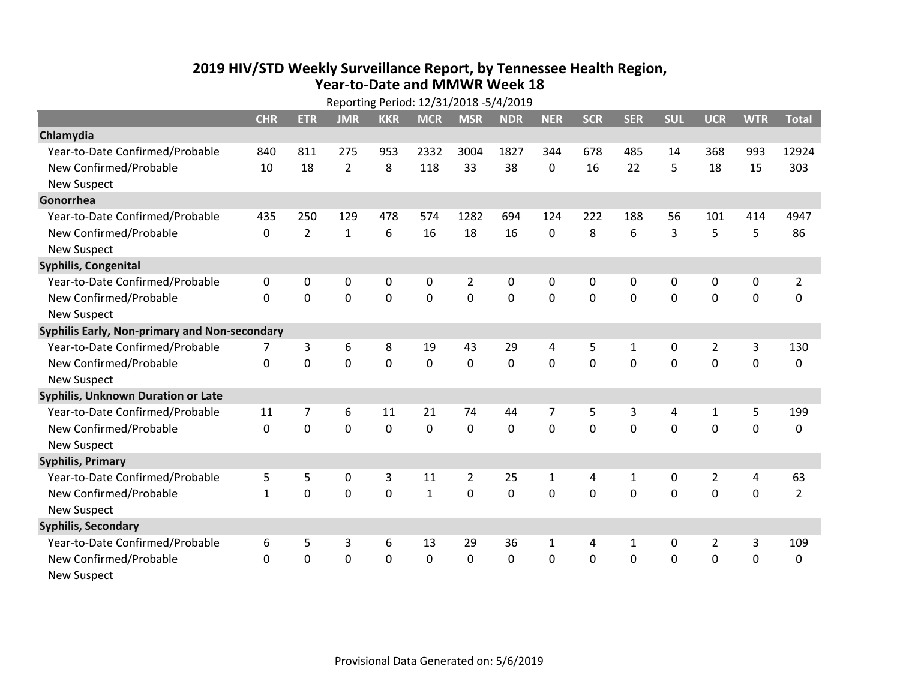## 2019 HIV/STD Weekly Surveillance Report, by Tennessee Health Region, Year-to-Date and MMWR Week 18

Reporting Period: 12/31/2018 -5/4/2019

| | CHR | ETR | JMR | KKR | MCR | MSR | NDR | NER | SCR | SER | SUL | UCR | WTR | Total |
|---|---|---|---|---|---|---|---|---|---|---|---|---|---|---|
| **Chlamydia** | | | | | | | | | | | | | | |
| Year-to-Date Confirmed/Probable | 840 | 811 | 275 | 953 | 2332 | 3004 | 1827 | 344 | 678 | 485 | 14 | 368 | 993 | 12924 |
| New Confirmed/Probable | 10 | 18 | 2 | 8 | 118 | 33 | 38 | 0 | 16 | 22 | 5 | 18 | 15 | 303 |
| New Suspect | | | | | | | | | | | | | | |
| **Gonorrhea** | | | | | | | | | | | | | | |
| Year-to-Date Confirmed/Probable | 435 | 250 | 129 | 478 | 574 | 1282 | 694 | 124 | 222 | 188 | 56 | 101 | 414 | 4947 |
| New Confirmed/Probable | 0 | 2 | 1 | 6 | 16 | 18 | 16 | 0 | 8 | 6 | 3 | 5 | 5 | 86 |
| New Suspect | | | | | | | | | | | | | | |
| **Syphilis, Congenital** | | | | | | | | | | | | | | |
| Year-to-Date Confirmed/Probable | 0 | 0 | 0 | 0 | 0 | 2 | 0 | 0 | 0 | 0 | 0 | 0 | 0 | 2 |
| New Confirmed/Probable | 0 | 0 | 0 | 0 | 0 | 0 | 0 | 0 | 0 | 0 | 0 | 0 | 0 | 0 |
| New Suspect | | | | | | | | | | | | | | |
| **Syphilis Early, Non-primary and Non-secondary** | | | | | | | | | | | | | | |
| Year-to-Date Confirmed/Probable | 7 | 3 | 6 | 8 | 19 | 43 | 29 | 4 | 5 | 1 | 0 | 2 | 3 | 130 |
| New Confirmed/Probable | 0 | 0 | 0 | 0 | 0 | 0 | 0 | 0 | 0 | 0 | 0 | 0 | 0 | 0 |
| New Suspect | | | | | | | | | | | | | | |
| **Syphilis, Unknown Duration or Late** | | | | | | | | | | | | | | |
| Year-to-Date Confirmed/Probable | 11 | 7 | 6 | 11 | 21 | 74 | 44 | 7 | 5 | 3 | 4 | 1 | 5 | 199 |
| New Confirmed/Probable | 0 | 0 | 0 | 0 | 0 | 0 | 0 | 0 | 0 | 0 | 0 | 0 | 0 | 0 |
| New Suspect | | | | | | | | | | | | | | |
| **Syphilis, Primary** | | | | | | | | | | | | | | |
| Year-to-Date Confirmed/Probable | 5 | 5 | 0 | 3 | 11 | 2 | 25 | 1 | 4 | 1 | 0 | 2 | 4 | 63 |
| New Confirmed/Probable | 1 | 0 | 0 | 0 | 1 | 0 | 0 | 0 | 0 | 0 | 0 | 0 | 0 | 2 |
| New Suspect | | | | | | | | | | | | | | |
| **Syphilis, Secondary** | | | | | | | | | | | | | | |
| Year-to-Date Confirmed/Probable | 6 | 5 | 3 | 6 | 13 | 29 | 36 | 1 | 4 | 1 | 0 | 2 | 3 | 109 |
| New Confirmed/Probable | 0 | 0 | 0 | 0 | 0 | 0 | 0 | 0 | 0 | 0 | 0 | 0 | 0 | 0 |
| New Suspect | | | | | | | | | | | | | | |

Provisional Data Generated on: 5/6/2019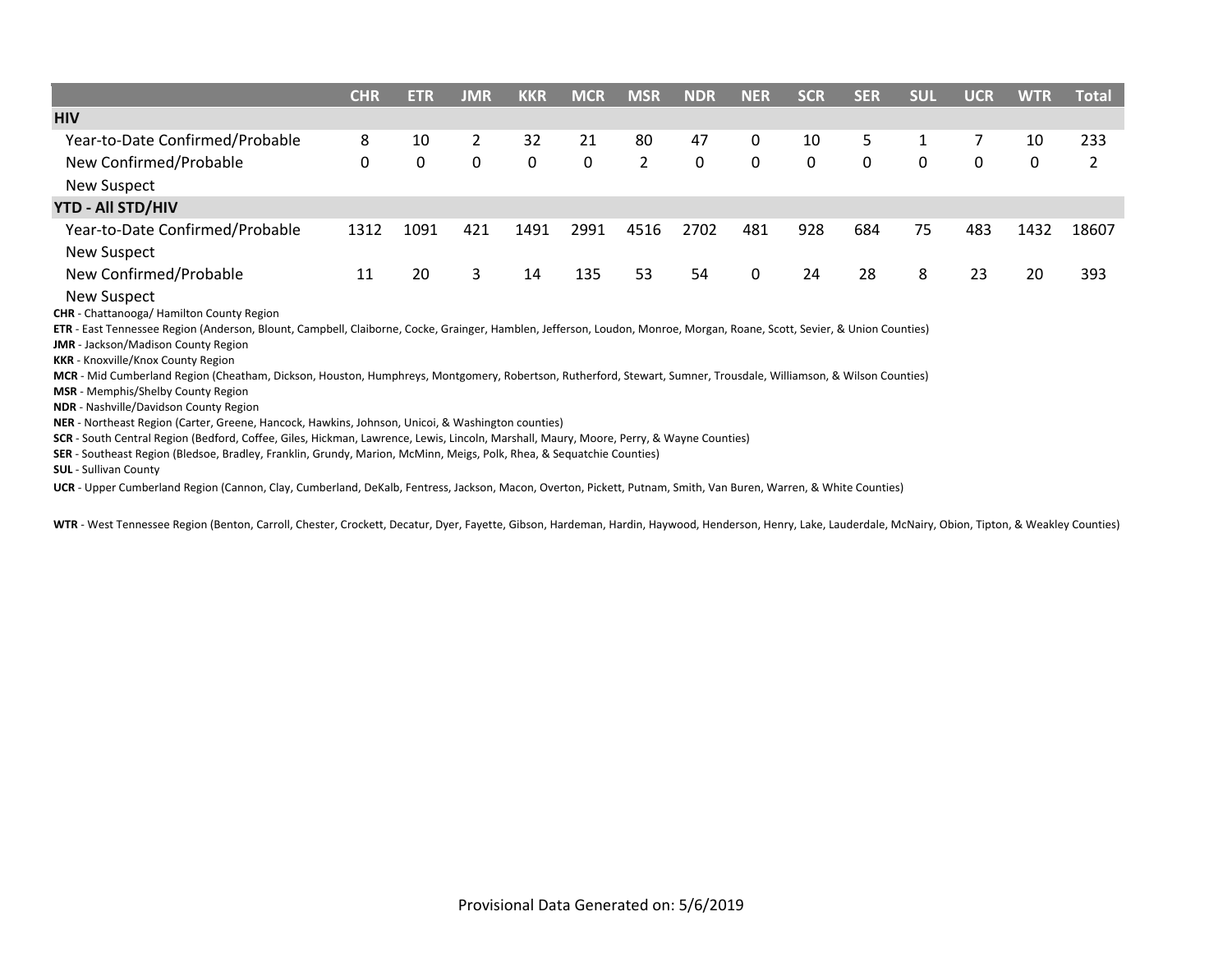| | CHR | ETR | JMR | KKR | MCR | MSR | NDR | NER | SCR | SER | SUL | UCR | WTR | Total |
|---|---|---|---|---|---|---|---|---|---|---|---|---|---|---|
| **HIV** | | | | | | | | | | | | | | |
| Year-to-Date Confirmed/Probable | 8 | 10 | 2 | 32 | 21 | 80 | 47 | 0 | 10 | 5 | 1 | 7 | 10 | 233 |
| New Confirmed/Probable | 0 | 0 | 0 | 0 | 0 | 2 | 0 | 0 | 0 | 0 | 0 | 0 | 0 | 2 |
| New Suspect | | | | | | | | | | | | | | |
| **YTD - All STD/HIV** | | | | | | | | | | | | | | |
| Year-to-Date Confirmed/Probable | 1312 | 1091 | 421 | 1491 | 2991 | 4516 | 2702 | 481 | 928 | 684 | 75 | 483 | 1432 | 18607 |
| New Suspect | | | | | | | | | | | | | | |
| New Confirmed/Probable | 11 | 20 | 3 | 14 | 135 | 53 | 54 | 0 | 24 | 28 | 8 | 23 | 20 | 393 |
| New Suspect | | | | | | | | | | | | | | |

**CHR** - Chattanooga/ Hamilton County Region

**ETR** - East Tennessee Region (Anderson, Blount, Campbell, Claiborne, Cocke, Grainger, Hamblen, Jefferson, Loudon, Monroe, Morgan, Roane, Scott, Sevier, & Union Counties)

**JMR** - Jackson/Madison County Region

**KKR** - Knoxville/Knox County Region

**MCR** - Mid Cumberland Region (Cheatham, Dickson, Houston, Humphreys, Montgomery, Robertson, Rutherford, Stewart, Sumner, Trousdale, Williamson, & Wilson Counties)

**MSR** - Memphis/Shelby County Region

**NDR** - Nashville/Davidson County Region

**NER** - Northeast Region (Carter, Greene, Hancock, Hawkins, Johnson, Unicoi, & Washington counties)

**SCR** - South Central Region (Bedford, Coffee, Giles, Hickman, Lawrence, Lewis, Lincoln, Marshall, Maury, Moore, Perry, & Wayne Counties)

**SER** - Southeast Region (Bledsoe, Bradley, Franklin, Grundy, Marion, McMinn, Meigs, Polk, Rhea, & Sequatchie Counties)

**SUL** - Sullivan County

**UCR** - Upper Cumberland Region (Cannon, Clay, Cumberland, DeKalb, Fentress, Jackson, Macon, Overton, Pickett, Putnam, Smith, Van Buren, Warren, & White Counties)

**WTR** - West Tennessee Region (Benton, Carroll, Chester, Crockett, Decatur, Dyer, Fayette, Gibson, Hardeman, Hardin, Haywood, Henderson, Henry, Lake, Lauderdale, McNairy, Obion, Tipton, & Weakley Counties)

Provisional Data Generated on: 5/6/2019